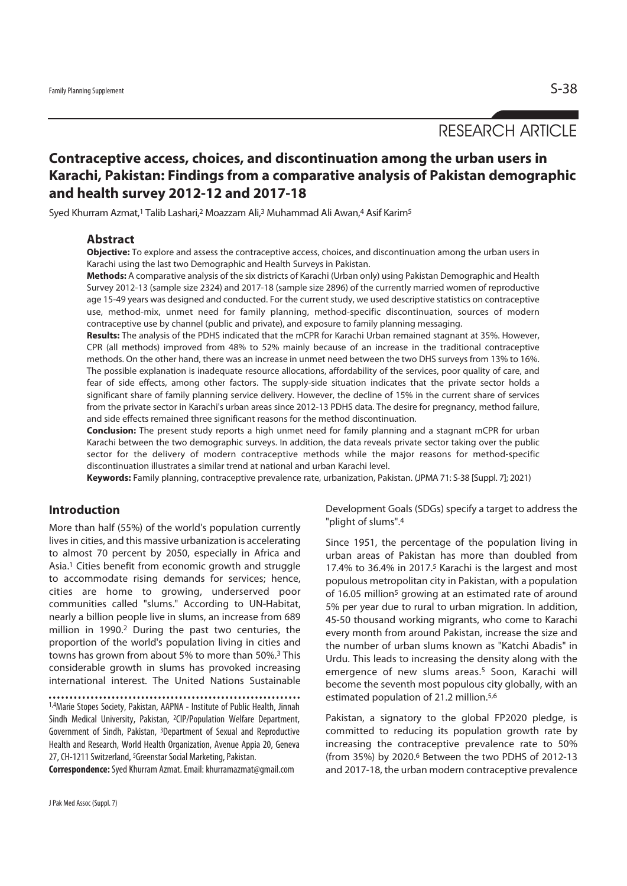RESEARCH ARTICLE

# Contraceptive access, choices, and discontinuation among the urban users in Karachi, Pakistan: Findings from a comparative analysis of Pakistan demographic and health survey 2012-12 and 2017-18

Syed Khurram Azmat,[1] Talib Lashari,[2] Moazzam Ali,[3] Muhammad Ali Awan,[4] Asif Karim[5]

## Abstract

**Objective:** To explore and assess the contraceptive access, choices, and discontinuation among the urban users in Karachi using the last two Demographic and Health Surveys in Pakistan.

**Methods:** A comparative analysis of the six districts of Karachi (Urban only) using Pakistan Demographic and Health Survey 2012-13 (sample size 2324) and 2017-18 (sample size 2896) of the currently married women of reproductive age 15-49 years was designed and conducted. For the current study, we used descriptive statistics on contraceptive use, method-mix, unmet need for family planning, method-specific discontinuation, sources of modern contraceptive use by channel (public and private), and exposure to family planning messaging.

**Results:** The analysis of the PDHS indicated that the mCPR for Karachi Urban remained stagnant at 35%. However, CPR (all methods) improved from 48% to 52% mainly because of an increase in the traditional contraceptive methods. On the other hand, there was an increase in unmet need between the two DHS surveys from 13% to 16%. The possible explanation is inadequate resource allocations, affordability of the services, poor quality of care, and fear of side effects, among other factors. The supply-side situation indicates that the private sector holds a significant share of family planning service delivery. However, the decline of 15% in the current share of services from the private sector in Karachi's urban areas since 2012-13 PDHS data. The desire for pregnancy, method failure, and side effects remained three significant reasons for the method discontinuation.

**Conclusion:** The present study reports a high unmet need for family planning and a stagnant mCPR for urban Karachi between the two demographic surveys. In addition, the data reveals private sector taking over the public sector for the delivery of modern contraceptive methods while the major reasons for method-specific discontinuation illustrates a similar trend at national and urban Karachi level.

**Keywords:** Family planning, contraceptive prevalence rate, urbanization, Pakistan. (JPMA 71: S-38 [Suppl. 7]; 2021)

## Introduction

More than half (55%) of the world's population currently lives in cities, and this massive urbanization is accelerating to almost 70 percent by 2050, especially in Africa and Asia.[1] Cities benefit from economic growth and struggle to accommodate rising demands for services; hence, cities are home to growing, underserved poor communities called "slums." According to UN-Habitat, nearly a billion people live in slums, an increase from 689 million in 1990.[2] During the past two centuries, the proportion of the world's population living in cities and towns has grown from about 5% to more than 50%.[3] This considerable growth in slums has provoked increasing international interest. The United Nations Sustainable Development Goals (SDGs) specify a target to address the "plight of slums".[4]

Since 1951, the percentage of the population living in urban areas of Pakistan has more than doubled from 17.4% to 36.4% in 2017.[5] Karachi is the largest and most populous metropolitan city in Pakistan, with a population of 16.05 million[5] growing at an estimated rate of around 5% per year due to rural to urban migration. In addition, 45-50 thousand working migrants, who come to Karachi every month from around Pakistan, increase the size and the number of urban slums known as "Katchi Abadis" in Urdu. This leads to increasing the density along with the emergence of new slums areas.[5] Soon, Karachi will become the seventh most populous city globally, with an estimated population of 21.2 million.[5,6]

Pakistan, a signatory to the global FP2020 pledge, is committed to reducing its population growth rate by increasing the contraceptive prevalence rate to 50% (from 35%) by 2020.[6] Between the two PDHS of 2012-13 and 2017-18, the urban modern contraceptive prevalence

---

[1,4]Marie Stopes Society, Pakistan, AAPNA - Institute of Public Health, Jinnah Sindh Medical University, Pakistan, [2]CIP/Population Welfare Department, Government of Sindh, Pakistan, [3]Department of Sexual and Reproductive Health and Research, World Health Organization, Avenue Appia 20, Geneva 27, CH-1211 Switzerland, [5]Greenstar Social Marketing, Pakistan.

**Correspondence:** Syed Khurram Azmat. Email: khurramazmat@gmail.com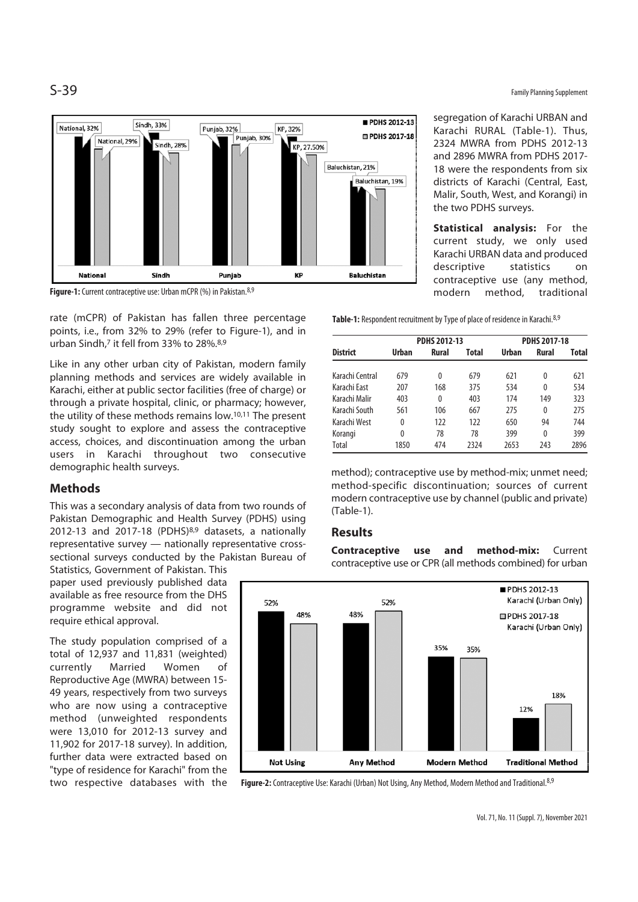Figure-1: Current contraceptive use: Urban mCPR (%) in Pakistan.[8,9]

rate (mCPR) of Pakistan has fallen three percentage points, i.e., from 32% to 29% (refer to Figure-1), and in urban Sindh,[7] it fell from 33% to 28%.[8,9]

Like in any other urban city of Pakistan, modern family planning methods and services are widely available in Karachi, either at public sector facilities (free of charge) or through a private hospital, clinic, or pharmacy; however, the utility of these methods remains low.[10,11] The present study sought to explore and assess the contraceptive access, choices, and discontinuation among the urban users in Karachi throughout two consecutive demographic health surveys.

## Methods

This was a secondary analysis of data from two rounds of Pakistan Demographic and Health Survey (PDHS) using 2012-13 and 2017-18 (PDHS)[8,9] datasets, a nationally representative survey — nationally representative cross-sectional surveys conducted by the Pakistan Bureau of Statistics, Government of Pakistan. This paper used previously published data available as free resource from the DHS programme website and did not require ethical approval.

The study population comprised of a total of 12,937 and 11,831 (weighted) currently Married Women of Reproductive Age (MWRA) between 15-49 years, respectively from two surveys who are now using a contraceptive method (unweighted respondents were 13,010 for 2012-13 survey and 11,902 for 2017-18 survey). In addition, further data were extracted based on "type of residence for Karachi" from the two respective databases with the segregation of Karachi URBAN and Karachi RURAL (Table-1). Thus, 2324 MWRA from PDHS 2012-13 and 2896 MWRA from PDHS 2017-18 were the respondents from six districts of Karachi (Central, East, Malir, South, West, and Korangi) in the two PDHS surveys.

**Statistical analysis:** For the current study, we only used Karachi URBAN data and produced descriptive statistics on contraceptive use (any method, modern method, traditional method); contraceptive use by method-mix; unmet need; method-specific discontinuation; sources of current modern contraceptive use by channel (public and private) (Table-1).

**Table-1:** Respondent recruitment by Type of place of residence in Karachi.[8,9]

| | PDHS 2012-13 | | | PDHS 2017-18 | | |
|---|---|---|---|---|---|---|
| **District** | **Urban** | **Rural** | **Total** | **Urban** | **Rural** | **Total** |
| Karachi Central | 679 | 0 | 679 | 621 | 0 | 621 |
| Karachi East | 207 | 168 | 375 | 534 | 0 | 534 |
| Karachi Malir | 403 | 0 | 403 | 174 | 149 | 323 |
| Karachi South | 561 | 106 | 667 | 275 | 0 | 275 |
| Karachi West | 0 | 122 | 122 | 650 | 94 | 744 |
| Korangi | 0 | 78 | 78 | 399 | 0 | 399 |
| Total | 1850 | 474 | 2324 | 2653 | 243 | 2896 |

## Results

**Contraceptive use and method-mix:** Current contraceptive use or CPR (all methods combined) for urban

Figure-2: Contraceptive Use: Karachi (Urban) Not Using, Any Method, Modern Method and Traditional.[8,9]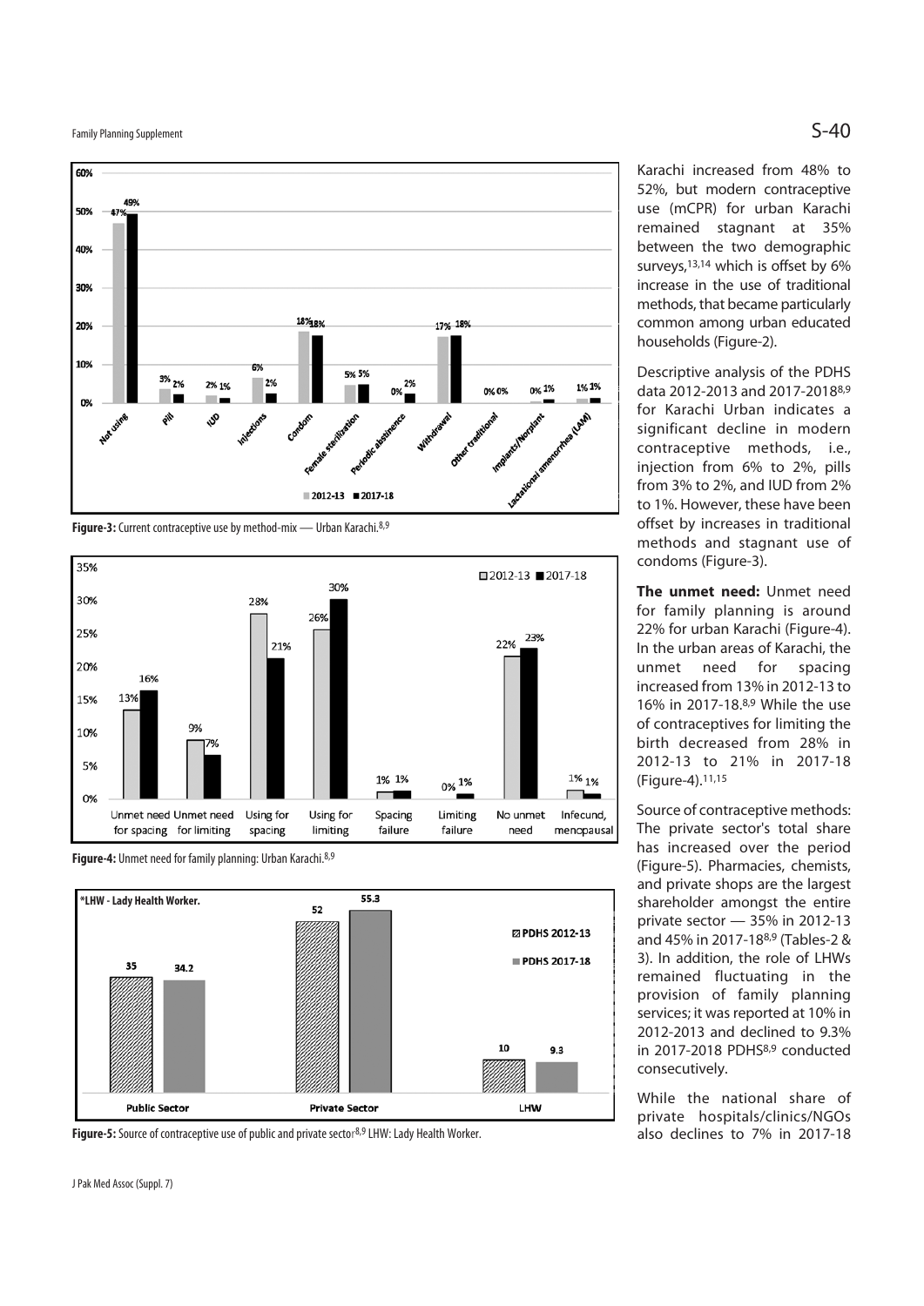Figure-3: Current contraceptive use by method-mix — Urban Karachi.[8,9]

Figure-4: Unmet need for family planning: Urban Karachi.[8,9]

Figure-5: Source of contraceptive use of public and private sector[8,9] LHW: Lady Health Worker.

Karachi increased from 48% to 52%, but modern contraceptive use (mCPR) for urban Karachi remained stagnant at 35% between the two demographic surveys,[13,14] which is offset by 6% increase in the use of traditional methods, that became particularly common among urban educated households (Figure-2).

Descriptive analysis of the PDHS data 2012-2013 and 2017-2018[8,9] for Karachi Urban indicates a significant decline in modern contraceptive methods, i.e., injection from 6% to 2%, pills from 3% to 2%, and IUD from 2% to 1%. However, these have been offset by increases in traditional methods and stagnant use of condoms (Figure-3).

**The unmet need:** Unmet need for family planning is around 22% for urban Karachi (Figure-4). In the urban areas of Karachi, the unmet need for spacing increased from 13% in 2012-13 to 16% in 2017-18.[8,9] While the use of contraceptives for limiting the birth decreased from 28% in 2012-13 to 21% in 2017-18 (Figure-4).[11,15]

Source of contraceptive methods: The private sector's total share has increased over the period (Figure-5). Pharmacies, chemists, and private shops are the largest shareholder amongst the entire private sector — 35% in 2012-13 and 45% in 2017-18[8,9] (Tables-2 & 3). In addition, the role of LHWs remained fluctuating in the provision of family planning services; it was reported at 10% in 2012-2013 and declined to 9.3% in 2017-2018 PDHS[8,9] conducted consecutively.

While the national share of private hospitals/clinics/NGOs also declines to 7% in 2017-18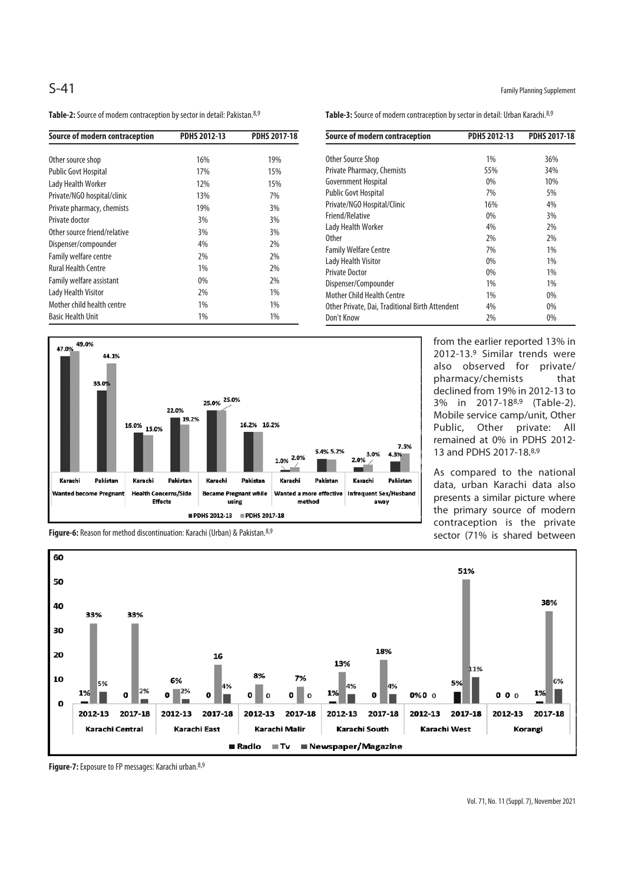**Table-2:** Source of modern contraception by sector in detail: Pakistan.[8,9]

| Source of modern contraception | PDHS 2012-13 | PDHS 2017-18 |
|---|---|---|
| Other source shop | 16% | 19% |
| Public Govt Hospital | 17% | 15% |
| Lady Health Worker | 12% | 15% |
| Private/NGO hospital/clinic | 13% | 7% |
| Private pharmacy, chemists | 19% | 3% |
| Private doctor | 3% | 3% |
| Other source friend/relative | 3% | 3% |
| Dispenser/compounder | 4% | 2% |
| Family welfare centre | 2% | 2% |
| Rural Health Centre | 1% | 2% |
| Family welfare assistant | 0% | 2% |
| Lady Health Visitor | 2% | 1% |
| Mother child health centre | 1% | 1% |
| Basic Health Unit | 1% | 1% |

**Table-3:** Source of modern contraception by sector in detail: Urban Karachi.[8,9]

| Source of modern contraception | PDHS 2012-13 | PDHS 2017-18 |
|---|---|---|
| Other Source Shop | 1% | 36% |
| Private Pharmacy, Chemists | 55% | 34% |
| Government Hospital | 0% | 10% |
| Public Govt Hospital | 7% | 5% |
| Private/NGO Hospital/Clinic | 16% | 4% |
| Friend/Relative | 0% | 3% |
| Lady Health Worker | 4% | 2% |
| Other | 2% | 2% |
| Family Welfare Centre | 7% | 1% |
| Lady Health Visitor | 0% | 1% |
| Private Doctor | 0% | 1% |
| Dispenser/Compounder | 1% | 1% |
| Mother Child Health Centre | 1% | 0% |
| Other Private, Dai, Traditional Birth Attendent | 4% | 0% |
| Don't Know | 2% | 0% |

**Figure-6:** Reason for method discontinuation: Karachi (Urban) & Pakistan.[8,9]

from the earlier reported 13% in 2012-13.[9] Similar trends were also observed for private/ pharmacy/chemists that declined from 19% in 2012-13 to 3% in 2017-18[8,9] (Table-2). Mobile service camp/unit, Other Public, Other private: All remained at 0% in PDHS 2012-13 and PDHS 2017-18.[8,9]

As compared to the national data, urban Karachi data also presents a similar picture where the primary source of modern contraception is the private sector (71% is shared between

**Figure-7:** Exposure to FP messages: Karachi urban.[8,9]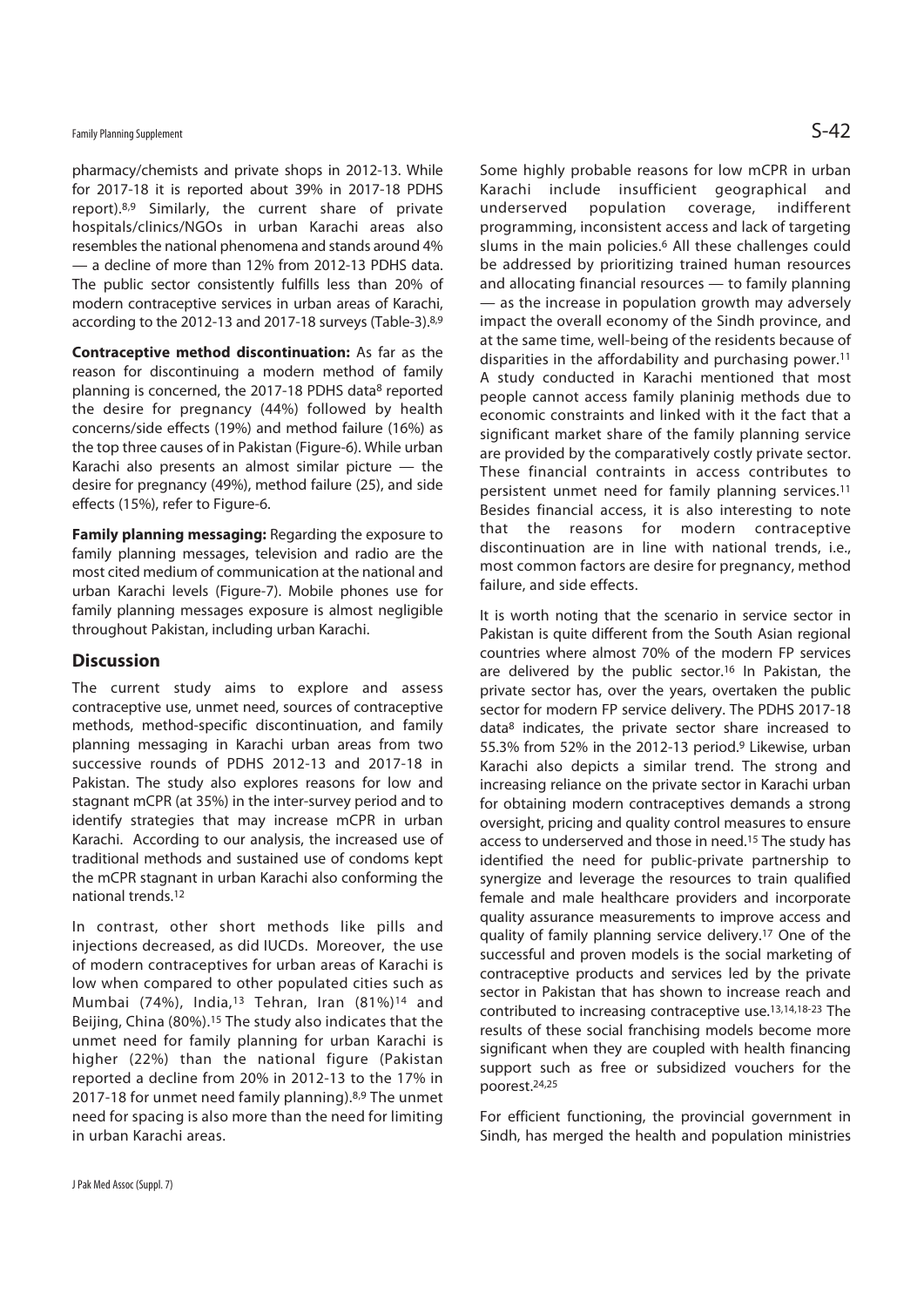pharmacy/chemists and private shops in 2012-13. While for 2017-18 it is reported about 39% in 2017-18 PDHS report).[8,9] Similarly, the current share of private hospitals/clinics/NGOs in urban Karachi areas also resembles the national phenomena and stands around 4% — a decline of more than 12% from 2012-13 PDHS data. The public sector consistently fulfills less than 20% of modern contraceptive services in urban areas of Karachi, according to the 2012-13 and 2017-18 surveys (Table-3).[8,9]

**Contraceptive method discontinuation:** As far as the reason for discontinuing a modern method of family planning is concerned, the 2017-18 PDHS data[8] reported the desire for pregnancy (44%) followed by health concerns/side effects (19%) and method failure (16%) as the top three causes of in Pakistan (Figure-6). While urban Karachi also presents an almost similar picture — the desire for pregnancy (49%), method failure (25), and side effects (15%), refer to Figure-6.

**Family planning messaging:** Regarding the exposure to family planning messages, television and radio are the most cited medium of communication at the national and urban Karachi levels (Figure-7). Mobile phones use for family planning messages exposure is almost negligible throughout Pakistan, including urban Karachi.

## Discussion

The current study aims to explore and assess contraceptive use, unmet need, sources of contraceptive methods, method-specific discontinuation, and family planning messaging in Karachi urban areas from two successive rounds of PDHS 2012-13 and 2017-18 in Pakistan. The study also explores reasons for low and stagnant mCPR (at 35%) in the inter-survey period and to identify strategies that may increase mCPR in urban Karachi. According to our analysis, the increased use of traditional methods and sustained use of condoms kept the mCPR stagnant in urban Karachi also conforming the national trends.[12]

In contrast, other short methods like pills and injections decreased, as did IUCDs. Moreover, the use of modern contraceptives for urban areas of Karachi is low when compared to other populated cities such as Mumbai (74%), India,[13] Tehran, Iran (81%)[14] and Beijing, China (80%).[15] The study also indicates that the unmet need for family planning for urban Karachi is higher (22%) than the national figure (Pakistan reported a decline from 20% in 2012-13 to the 17% in 2017-18 for unmet need family planning).[8,9] The unmet need for spacing is also more than the need for limiting in urban Karachi areas.

Some highly probable reasons for low mCPR in urban Karachi include insufficient geographical and underserved population coverage, indifferent programming, inconsistent access and lack of targeting slums in the main policies.[6] All these challenges could be addressed by prioritizing trained human resources and allocating financial resources — to family planning — as the increase in population growth may adversely impact the overall economy of the Sindh province, and at the same time, well-being of the residents because of disparities in the affordability and purchasing power.[11] A study conducted in Karachi mentioned that most people cannot access family planinig methods due to economic constraints and linked with it the fact that a significant market share of the family planning service are provided by the comparatively costly private sector. These financial contraints in access contributes to persistent unmet need for family planning services.[11] Besides financial access, it is also interesting to note that the reasons for modern contraceptive discontinuation are in line with national trends, i.e., most common factors are desire for pregnancy, method failure, and side effects.

It is worth noting that the scenario in service sector in Pakistan is quite different from the South Asian regional countries where almost 70% of the modern FP services are delivered by the public sector.[16] In Pakistan, the private sector has, over the years, overtaken the public sector for modern FP service delivery. The PDHS 2017-18 data[8] indicates, the private sector share increased to 55.3% from 52% in the 2012-13 period.[9] Likewise, urban Karachi also depicts a similar trend. The strong and increasing reliance on the private sector in Karachi urban for obtaining modern contraceptives demands a strong oversight, pricing and quality control measures to ensure access to underserved and those in need.[15] The study has identified the need for public-private partnership to synergize and leverage the resources to train qualified female and male healthcare providers and incorporate quality assurance measurements to improve access and quality of family planning service delivery.[17] One of the successful and proven models is the social marketing of contraceptive products and services led by the private sector in Pakistan that has shown to increase reach and contributed to increasing contraceptive use.[13,14,18-23] The results of these social franchising models become more significant when they are coupled with health financing support such as free or subsidized vouchers for the poorest.[24,25]

For efficient functioning, the provincial government in Sindh, has merged the health and population ministries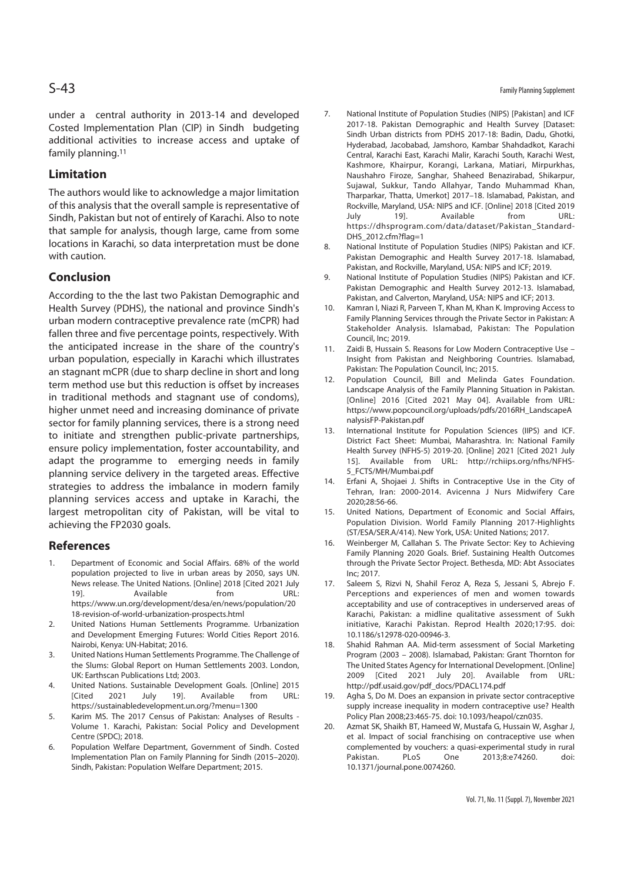under a central authority in 2013-14 and developed Costed Implementation Plan (CIP) in Sindh budgeting additional activities to increase access and uptake of family planning.[11]

## Limitation

The authors would like to acknowledge a major limitation of this analysis that the overall sample is representative of Sindh, Pakistan but not of entirely of Karachi. Also to note that sample for analysis, though large, came from some locations in Karachi, so data interpretation must be done with caution.

## Conclusion

According to the the last two Pakistan Demographic and Health Survey (PDHS), the national and province Sindh's urban modern contraceptive prevalence rate (mCPR) had fallen three and five percentage points, respectively. With the anticipated increase in the share of the country's urban population, especially in Karachi which illustrates an stagnant mCPR (due to sharp decline in short and long term method use but this reduction is offset by increases in traditional methods and stagnant use of condoms), higher unmet need and increasing dominance of private sector for family planning services, there is a strong need to initiate and strengthen public-private partnerships, ensure policy implementation, foster accountability, and adapt the programme to emerging needs in family planning service delivery in the targeted areas. Effective strategies to address the imbalance in modern family planning services access and uptake in Karachi, the largest metropolitan city of Pakistan, will be vital to achieving the FP2030 goals.

## References

1. Department of Economic and Social Affairs. 68% of the world population projected to live in urban areas by 2050, says UN. News release. The United Nations. [Online] 2018 [Cited 2021 July 19]. Available from URL: https://www.un.org/development/desa/en/news/population/2018-revision-of-world-urbanization-prospects.html
2. United Nations Human Settlements Programme. Urbanization and Development Emerging Futures: World Cities Report 2016. Nairobi, Kenya: UN-Habitat; 2016.
3. United Nations Human Settlements Programme. The Challenge of the Slums: Global Report on Human Settlements 2003. London, UK: Earthscan Publications Ltd; 2003.
4. United Nations. Sustainable Development Goals. [Online] 2015 [Cited 2021 July 19]. Available from URL: https://sustainabledevelopment.un.org/?menu=1300
5. Karim MS. The 2017 Census of Pakistan: Analyses of Results - Volume 1. Karachi, Pakistan: Social Policy and Development Centre (SPDC); 2018.
6. Population Welfare Department, Government of Sindh. Costed Implementation Plan on Family Planning for Sindh (2015–2020). Sindh, Pakistan: Population Welfare Department; 2015.
7. National Institute of Population Studies (NIPS) [Pakistan] and ICF 2017-18. Pakistan Demographic and Health Survey [Dataset: Sindh Urban districts from PDHS 2017-18: Badin, Dadu, Ghotki, Hyderabad, Jacobabad, Jamshoro, Kambar Shahdadkot, Karachi Central, Karachi East, Karachi Malir, Karachi South, Karachi West, Kashmore, Khairpur, Korangi, Larkana, Matiari, Mirpurkhas, Naushahro Firoze, Sanghar, Shaheed Benazirabad, Shikarpur, Sujawal, Sukkur, Tando Allahyar, Tando Muhammad Khan, Tharparkar, Thatta, Umerkot] 2017–18. Islamabad, Pakistan, and Rockville, Maryland, USA: NIPS and ICF. [Online] 2018 [Cited 2019 July 19]. Available from URL: https://dhsprogram.com/data/dataset/Pakistan_Standard-DHS_2012.cfm?flag=1
8. National Institute of Population Studies (NIPS) Pakistan and ICF. Pakistan Demographic and Health Survey 2017-18. Islamabad, Pakistan, and Rockville, Maryland, USA: NIPS and ICF; 2019.
9. National Institute of Population Studies (NIPS) Pakistan and ICF. Pakistan Demographic and Health Survey 2012-13. Islamabad, Pakistan, and Calverton, Maryland, USA: NIPS and ICF; 2013.
10. Kamran I, Niazi R, Parveen T, Khan M, Khan K. Improving Access to Family Planning Services through the Private Sector in Pakistan: A Stakeholder Analysis. Islamabad, Pakistan: The Population Council, Inc; 2019.
11. Zaidi B, Hussain S. Reasons for Low Modern Contraceptive Use – Insight from Pakistan and Neighboring Countries. Islamabad, Pakistan: The Population Council, Inc; 2015.
12. Population Council, Bill and Melinda Gates Foundation. Landscape Analysis of the Family Planning Situation in Pakistan. [Online] 2016 [Cited 2021 May 04]. Available from URL: https://www.popcouncil.org/uploads/pdfs/2016RH_LandscapeAnalysisFP-Pakistan.pdf
13. International Institute for Population Sciences (IIPS) and ICF. District Fact Sheet: Mumbai, Maharashtra. In: National Family Health Survey (NFHS-5) 2019-20. [Online] 2021 [Cited 2021 July 15]. Available from URL: http://rchiips.org/nfhs/NFHS-5_FCTS/MH/Mumbai.pdf
14. Erfani A, Shojaei J. Shifts in Contraceptive Use in the City of Tehran, Iran: 2000-2014. Avicenna J Nurs Midwifery Care 2020;28:56-66.
15. United Nations, Department of Economic and Social Affairs, Population Division. World Family Planning 2017-Highlights (ST/ESA/SER.A/414). New York, USA: United Nations; 2017.
16. Weinberger M, Callahan S. The Private Sector: Key to Achieving Family Planning 2020 Goals. Brief. Sustaining Health Outcomes through the Private Sector Project. Bethesda, MD: Abt Associates Inc; 2017.
17. Saleem S, Rizvi N, Shahil Feroz A, Reza S, Jessani S, Abrejo F. Perceptions and experiences of men and women towards acceptability and use of contraceptives in underserved areas of Karachi, Pakistan: a midline qualitative assessment of Sukh initiative, Karachi Pakistan. Reprod Health 2020;17:95. doi: 10.1186/s12978-020-00946-3.
18. Shahid Rahman AA. Mid-term assessment of Social Marketing Program (2003 – 2008). Islamabad, Pakistan: Grant Thornton for The United States Agency for International Development. [Online] 2009 [Cited 2021 July 20]. Available from URL: http://pdf.usaid.gov/pdf_docs/PDACL174.pdf
19. Agha S, Do M. Does an expansion in private sector contraceptive supply increase inequality in modern contraceptive use? Health Policy Plan 2008;23:465-75. doi: 10.1093/heapol/czn035.
20. Azmat SK, Shaikh BT, Hameed W, Mustafa G, Hussain W, Asghar J, et al. Impact of social franchising on contraceptive use when complemented by vouchers: a quasi-experimental study in rural Pakistan. PLoS One 2013;8:e74260. doi: 10.1371/journal.pone.0074260.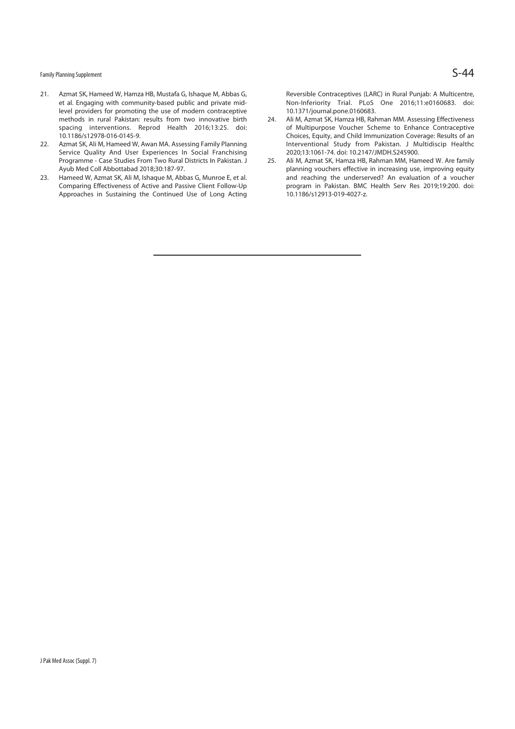21. Azmat SK, Hameed W, Hamza HB, Mustafa G, Ishaque M, Abbas G, et al. Engaging with community-based public and private mid-level providers for promoting the use of modern contraceptive methods in rural Pakistan: results from two innovative birth spacing interventions. Reprod Health 2016;13:25. doi: 10.1186/s12978-016-0145-9.
22. Azmat SK, Ali M, Hameed W, Awan MA. Assessing Family Planning Service Quality And User Experiences In Social Franchising Programme - Case Studies From Two Rural Districts In Pakistan. J Ayub Med Coll Abbottabad 2018;30:187-97.
23. Hameed W, Azmat SK, Ali M, Ishaque M, Abbas G, Munroe E, et al. Comparing Effectiveness of Active and Passive Client Follow-Up Approaches in Sustaining the Continued Use of Long Acting Reversible Contraceptives (LARC) in Rural Punjab: A Multicentre, Non-Inferiority Trial. PLoS One 2016;11:e0160683. doi: 10.1371/journal.pone.0160683.
24. Ali M, Azmat SK, Hamza HB, Rahman MM. Assessing Effectiveness of Multipurpose Voucher Scheme to Enhance Contraceptive Choices, Equity, and Child Immunization Coverage: Results of an Interventional Study from Pakistan. J Multidiscip Healthc 2020;13:1061-74. doi: 10.2147/JMDH.S245900.
25. Ali M, Azmat SK, Hamza HB, Rahman MM, Hameed W. Are family planning vouchers effective in increasing use, improving equity and reaching the underserved? An evaluation of a voucher program in Pakistan. BMC Health Serv Res 2019;19:200. doi: 10.1186/s12913-019-4027-z.